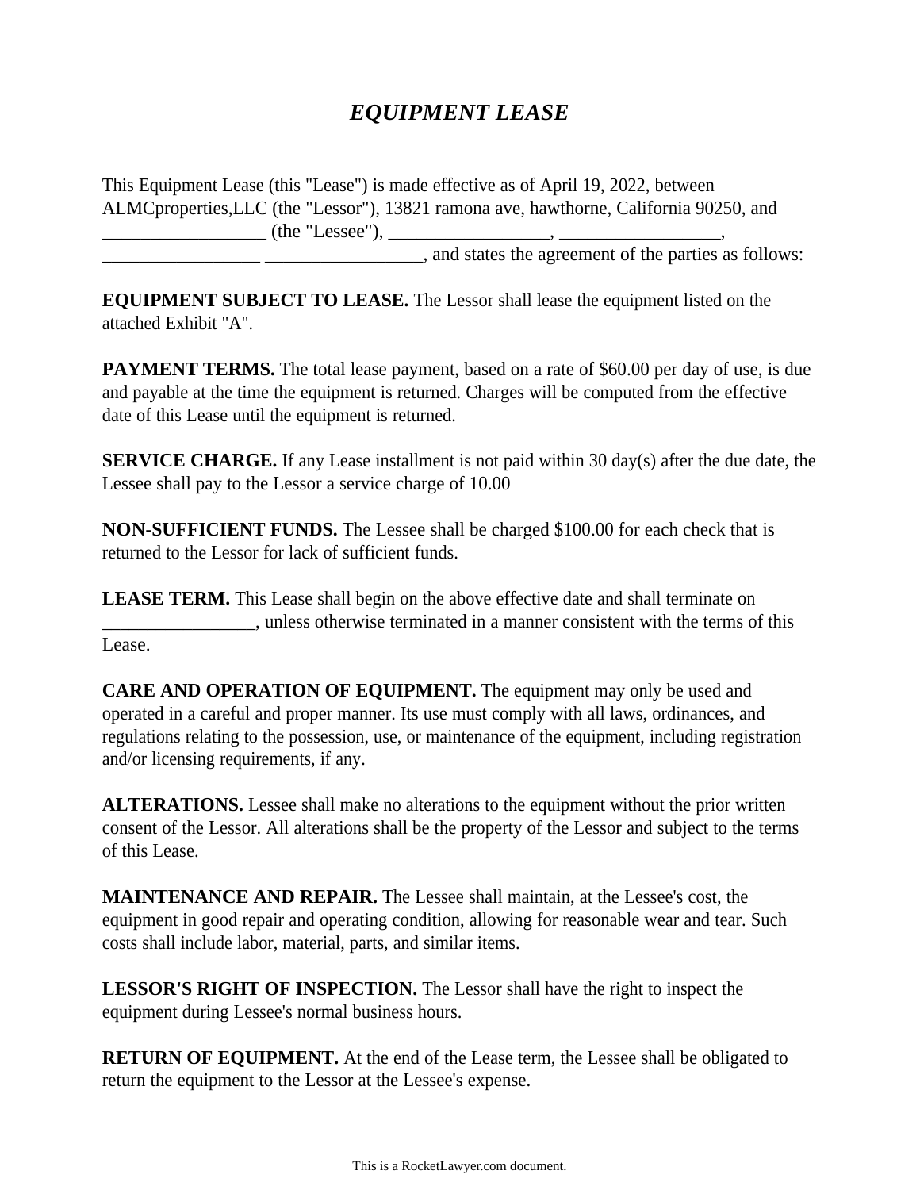# *EQUIPMENT LEASE*

This Equipment Lease (this "Lease") is made effective as of April 19, 2022, between ALMCproperties,LLC (the "Lessor"), 13821 ramona ave, hawthorne, California 90250, and _________________ (the "Lessee"), _________________, _________________, _________________ _________________, and states the agreement of the parties as follows:

**EQUIPMENT SUBJECT TO LEASE.** The Lessor shall lease the equipment listed on the attached Exhibit "A".

**PAYMENT TERMS.** The total lease payment, based on a rate of $60.00 per day of use, is due and payable at the time the equipment is returned. Charges will be computed from the effective date of this Lease until the equipment is returned.

**SERVICE CHARGE.** If any Lease installment is not paid within 30 day(s) after the due date, the Lessee shall pay to the Lessor a service charge of 10.00

**NON-SUFFICIENT FUNDS.** The Lessee shall be charged $100.00 for each check that is returned to the Lessor for lack of sufficient funds.

**LEASE TERM.** This Lease shall begin on the above effective date and shall terminate on ________________, unless otherwise terminated in a manner consistent with the terms of this Lease.

**CARE AND OPERATION OF EQUIPMENT.** The equipment may only be used and operated in a careful and proper manner. Its use must comply with all laws, ordinances, and regulations relating to the possession, use, or maintenance of the equipment, including registration and/or licensing requirements, if any.

**ALTERATIONS.** Lessee shall make no alterations to the equipment without the prior written consent of the Lessor. All alterations shall be the property of the Lessor and subject to the terms of this Lease.

**MAINTENANCE AND REPAIR.** The Lessee shall maintain, at the Lessee's cost, the equipment in good repair and operating condition, allowing for reasonable wear and tear. Such costs shall include labor, material, parts, and similar items.

**LESSOR'S RIGHT OF INSPECTION.** The Lessor shall have the right to inspect the equipment during Lessee's normal business hours.

**RETURN OF EQUIPMENT.** At the end of the Lease term, the Lessee shall be obligated to return the equipment to the Lessor at the Lessee's expense.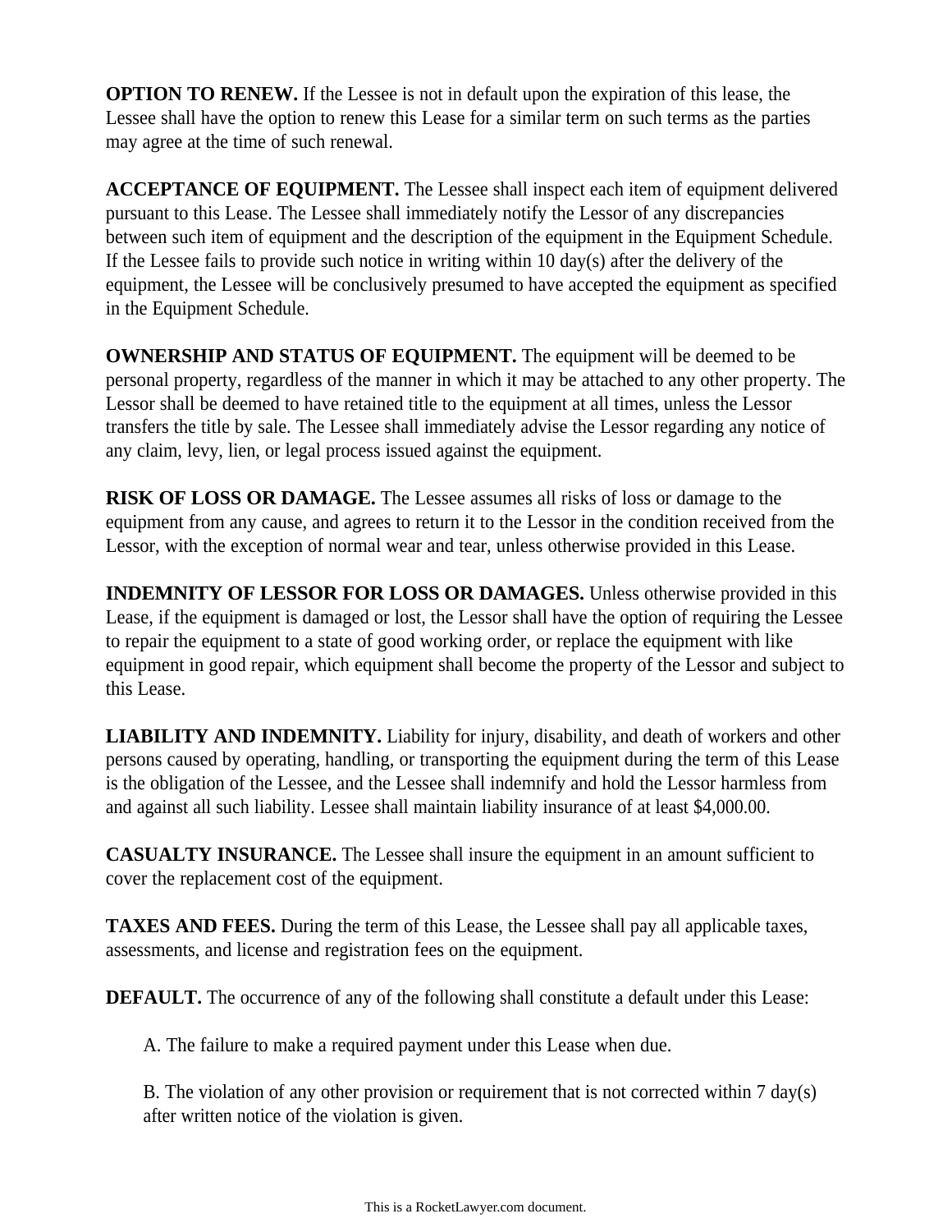**OPTION TO RENEW.** If the Lessee is not in default upon the expiration of this lease, the Lessee shall have the option to renew this Lease for a similar term on such terms as the parties may agree at the time of such renewal.

**ACCEPTANCE OF EQUIPMENT.** The Lessee shall inspect each item of equipment delivered pursuant to this Lease. The Lessee shall immediately notify the Lessor of any discrepancies between such item of equipment and the description of the equipment in the Equipment Schedule. If the Lessee fails to provide such notice in writing within 10 day(s) after the delivery of the equipment, the Lessee will be conclusively presumed to have accepted the equipment as specified in the Equipment Schedule.

**OWNERSHIP AND STATUS OF EQUIPMENT.** The equipment will be deemed to be personal property, regardless of the manner in which it may be attached to any other property. The Lessor shall be deemed to have retained title to the equipment at all times, unless the Lessor transfers the title by sale. The Lessee shall immediately advise the Lessor regarding any notice of any claim, levy, lien, or legal process issued against the equipment.

**RISK OF LOSS OR DAMAGE.** The Lessee assumes all risks of loss or damage to the equipment from any cause, and agrees to return it to the Lessor in the condition received from the Lessor, with the exception of normal wear and tear, unless otherwise provided in this Lease.

**INDEMNITY OF LESSOR FOR LOSS OR DAMAGES.** Unless otherwise provided in this Lease, if the equipment is damaged or lost, the Lessor shall have the option of requiring the Lessee to repair the equipment to a state of good working order, or replace the equipment with like equipment in good repair, which equipment shall become the property of the Lessor and subject to this Lease.

**LIABILITY AND INDEMNITY.** Liability for injury, disability, and death of workers and other persons caused by operating, handling, or transporting the equipment during the term of this Lease is the obligation of the Lessee, and the Lessee shall indemnify and hold the Lessor harmless from and against all such liability. Lessee shall maintain liability insurance of at least $4,000.00.

**CASUALTY INSURANCE.** The Lessee shall insure the equipment in an amount sufficient to cover the replacement cost of the equipment.

**TAXES AND FEES.** During the term of this Lease, the Lessee shall pay all applicable taxes, assessments, and license and registration fees on the equipment.

**DEFAULT.** The occurrence of any of the following shall constitute a default under this Lease:

A. The failure to make a required payment under this Lease when due.

B. The violation of any other provision or requirement that is not corrected within 7 day(s) after written notice of the violation is given.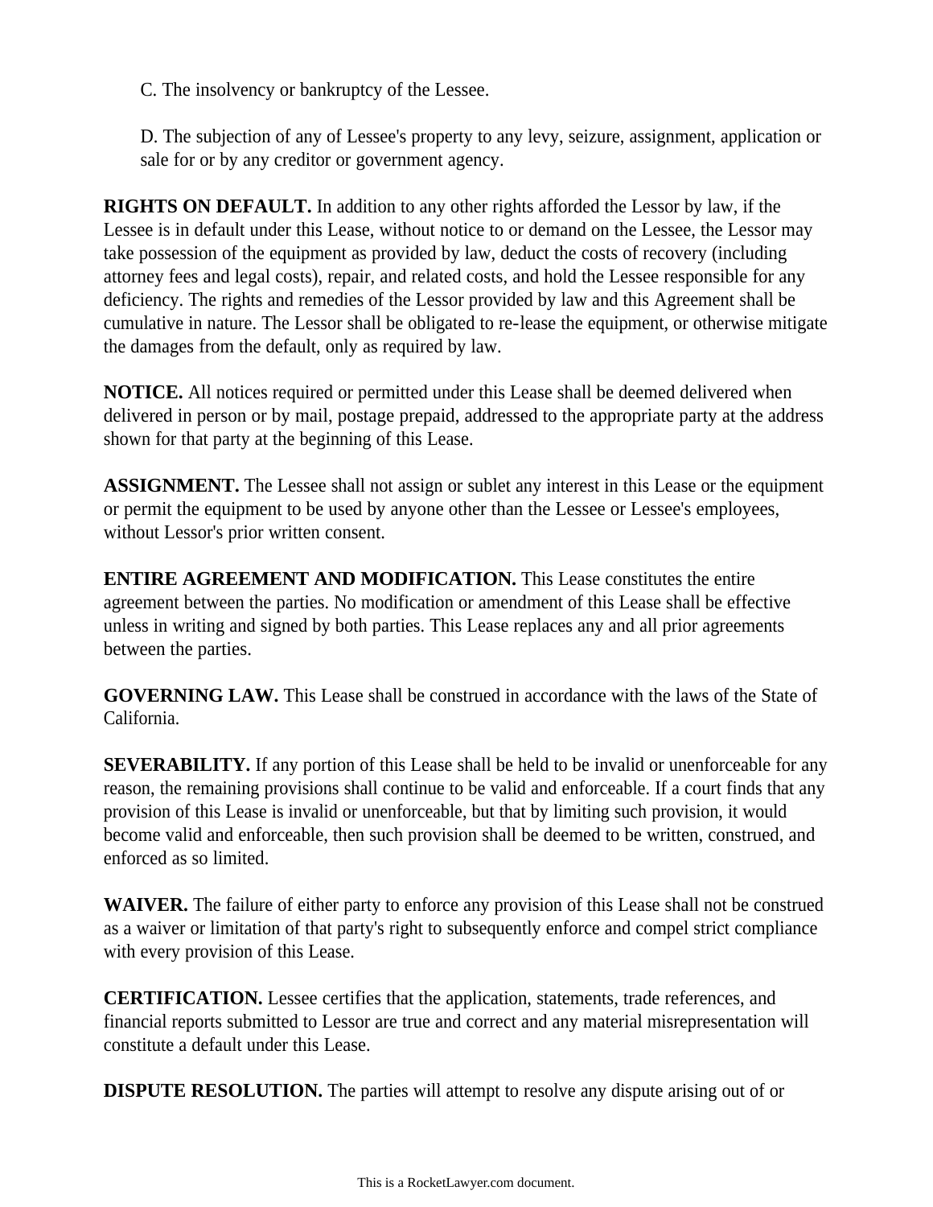C. The insolvency or bankruptcy of the Lessee.

D. The subjection of any of Lessee's property to any levy, seizure, assignment, application or sale for or by any creditor or government agency.

**RIGHTS ON DEFAULT.** In addition to any other rights afforded the Lessor by law, if the Lessee is in default under this Lease, without notice to or demand on the Lessee, the Lessor may take possession of the equipment as provided by law, deduct the costs of recovery (including attorney fees and legal costs), repair, and related costs, and hold the Lessee responsible for any deficiency. The rights and remedies of the Lessor provided by law and this Agreement shall be cumulative in nature. The Lessor shall be obligated to re-lease the equipment, or otherwise mitigate the damages from the default, only as required by law.

**NOTICE.** All notices required or permitted under this Lease shall be deemed delivered when delivered in person or by mail, postage prepaid, addressed to the appropriate party at the address shown for that party at the beginning of this Lease.

**ASSIGNMENT.** The Lessee shall not assign or sublet any interest in this Lease or the equipment or permit the equipment to be used by anyone other than the Lessee or Lessee's employees, without Lessor's prior written consent.

**ENTIRE AGREEMENT AND MODIFICATION.** This Lease constitutes the entire agreement between the parties. No modification or amendment of this Lease shall be effective unless in writing and signed by both parties. This Lease replaces any and all prior agreements between the parties.

**GOVERNING LAW.** This Lease shall be construed in accordance with the laws of the State of California.

**SEVERABILITY.** If any portion of this Lease shall be held to be invalid or unenforceable for any reason, the remaining provisions shall continue to be valid and enforceable. If a court finds that any provision of this Lease is invalid or unenforceable, but that by limiting such provision, it would become valid and enforceable, then such provision shall be deemed to be written, construed, and enforced as so limited.

**WAIVER.** The failure of either party to enforce any provision of this Lease shall not be construed as a waiver or limitation of that party's right to subsequently enforce and compel strict compliance with every provision of this Lease.

**CERTIFICATION.** Lessee certifies that the application, statements, trade references, and financial reports submitted to Lessor are true and correct and any material misrepresentation will constitute a default under this Lease.

**DISPUTE RESOLUTION.** The parties will attempt to resolve any dispute arising out of or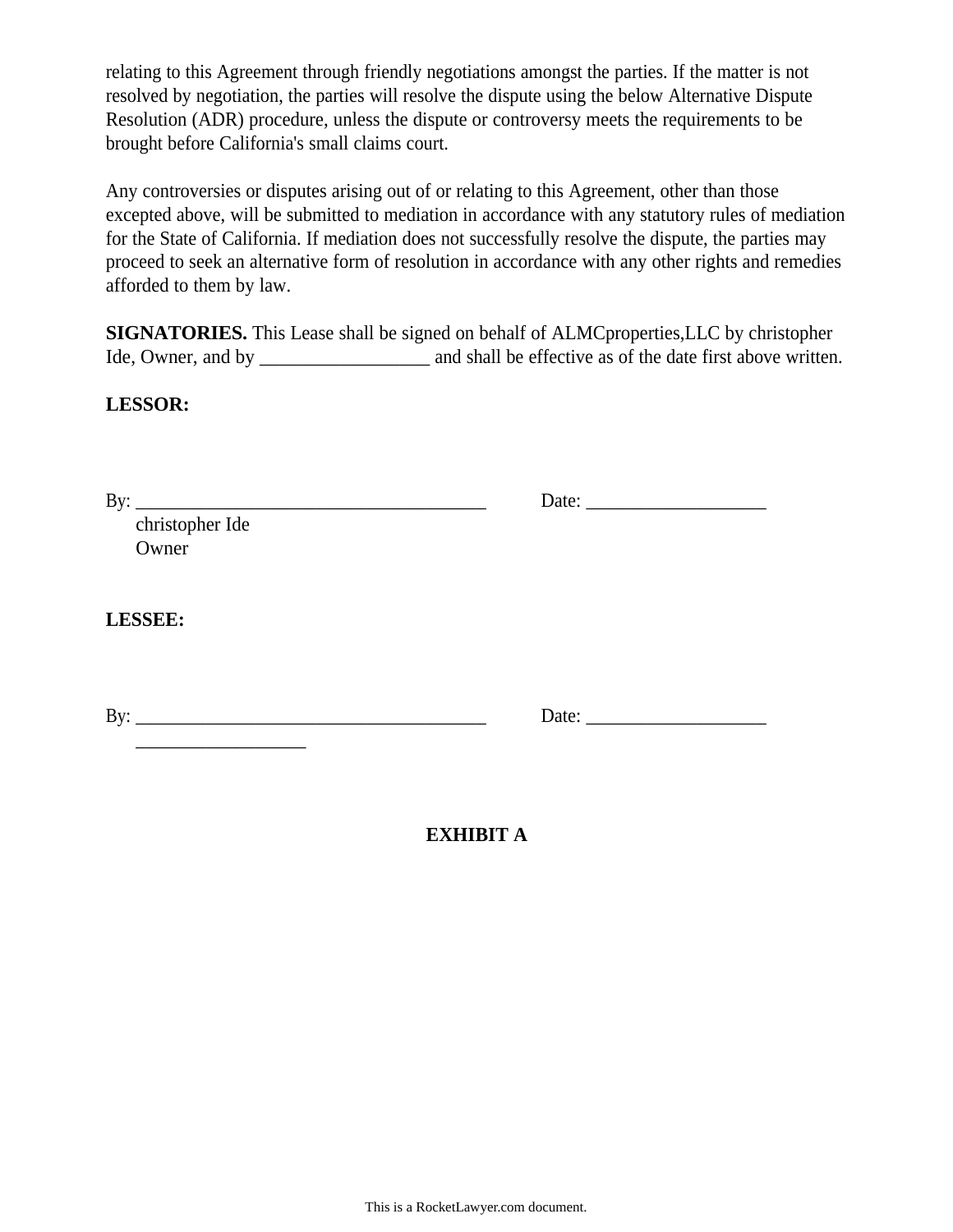relating to this Agreement through friendly negotiations amongst the parties. If the matter is not resolved by negotiation, the parties will resolve the dispute using the below Alternative Dispute Resolution (ADR) procedure, unless the dispute or controversy meets the requirements to be brought before California's small claims court.

Any controversies or disputes arising out of or relating to this Agreement, other than those excepted above, will be submitted to mediation in accordance with any statutory rules of mediation for the State of California. If mediation does not successfully resolve the dispute, the parties may proceed to seek an alternative form of resolution in accordance with any other rights and remedies afforded to them by law.

**SIGNATORIES.** This Lease shall be signed on behalf of ALMCproperties,LLC by christopher Ide, Owner, and by __________________ and shall be effective as of the date first above written.

**LESSOR:**

By: ______________________________________ Date: ___________________

christopher Ide
Owner

**LESSEE:**

By: ______________________________________ Date: ___________________

__________________

**EXHIBIT A**

This is a RocketLawyer.com document.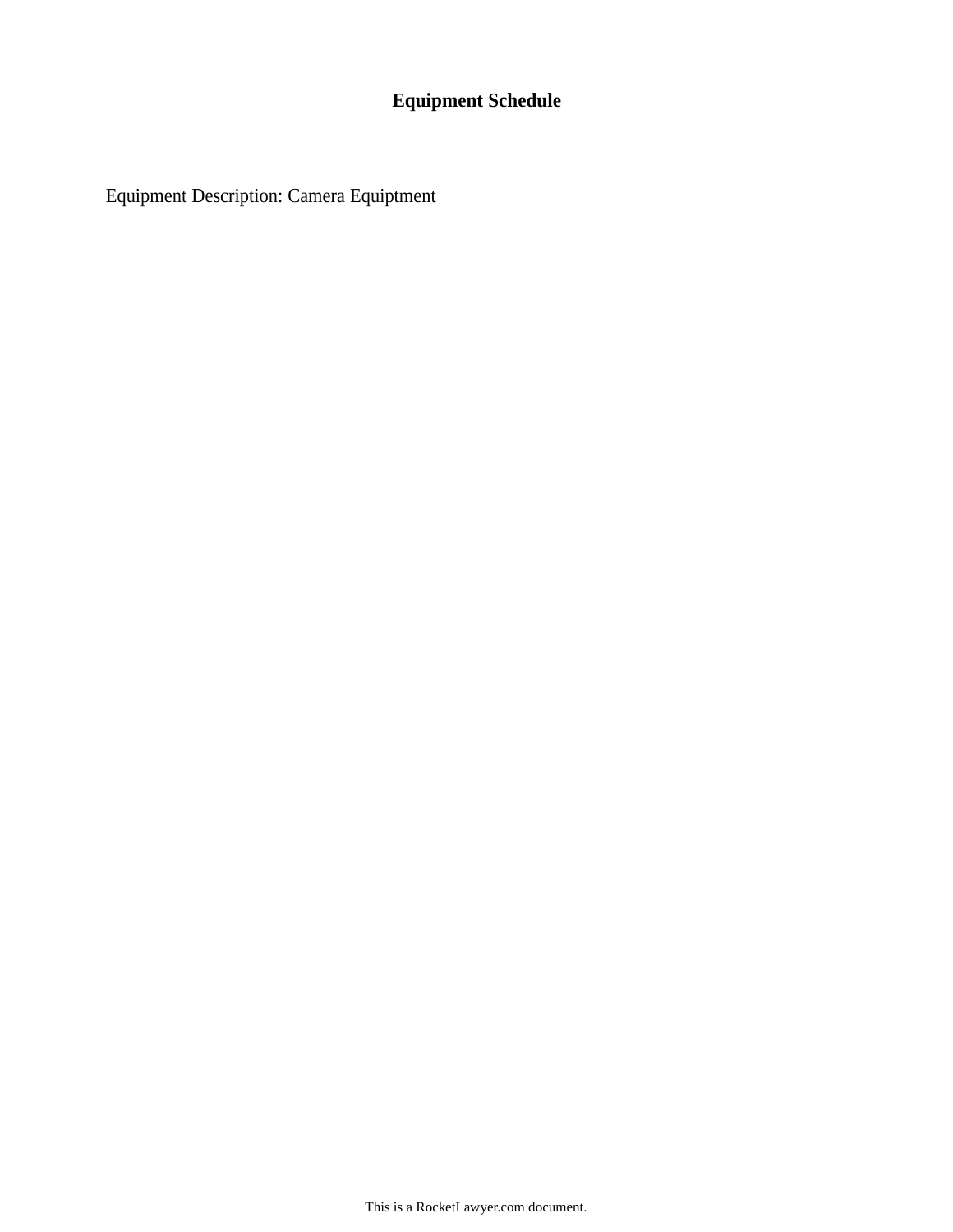# Equipment Schedule

Equipment Description: Camera Equiptment